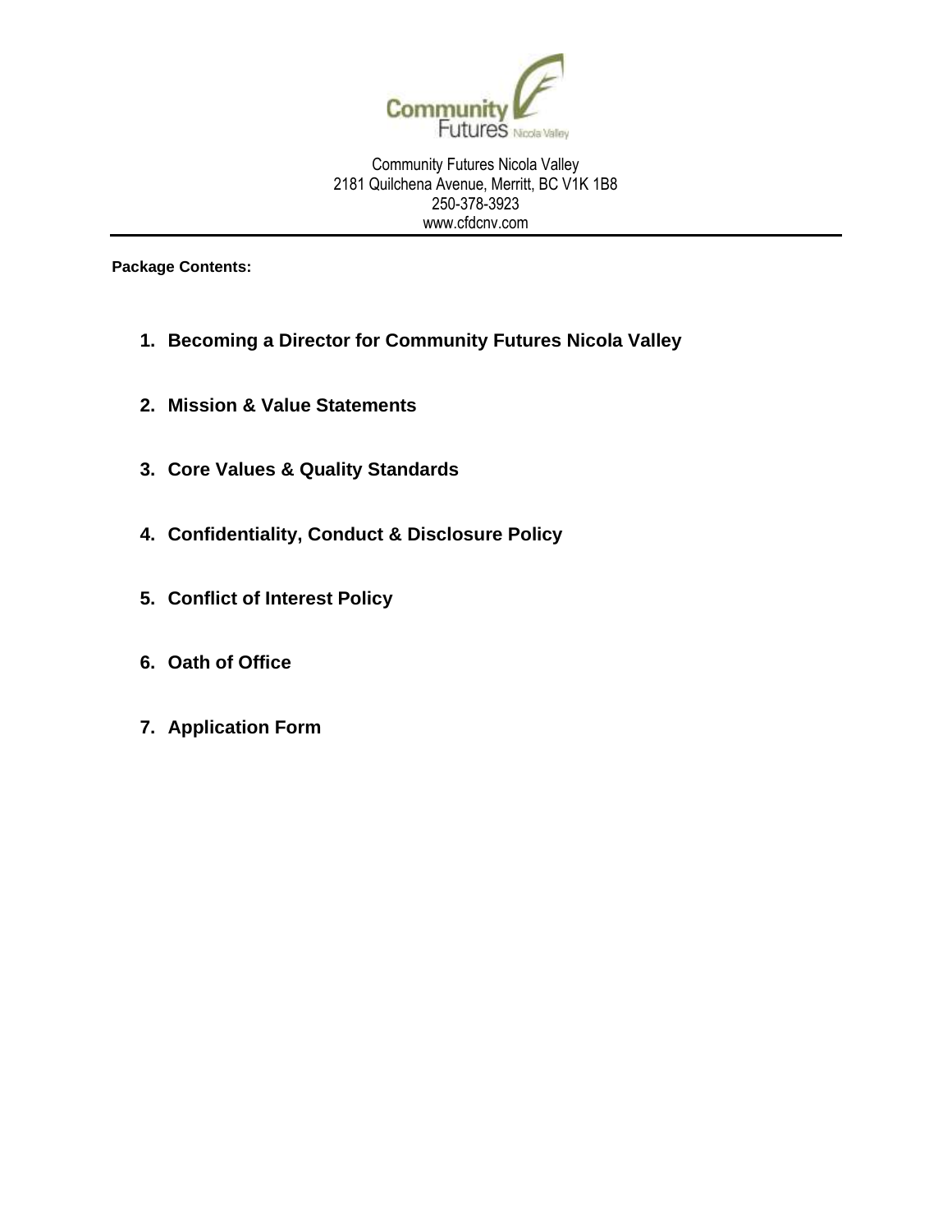Community Futures Nicola Valley
2181 Quilchena Avenue, Merritt, BC V1K 1B8
250-378-3923
www.cfdcnv.com

---

**Package Contents:**

1. **Becoming a Director for Community Futures Nicola Valley**
2. **Mission & Value Statements**
3. **Core Values & Quality Standards**
4. **Confidentiality, Conduct & Disclosure Policy**
5. **Conflict of Interest Policy**
6. **Oath of Office**
7. **Application Form**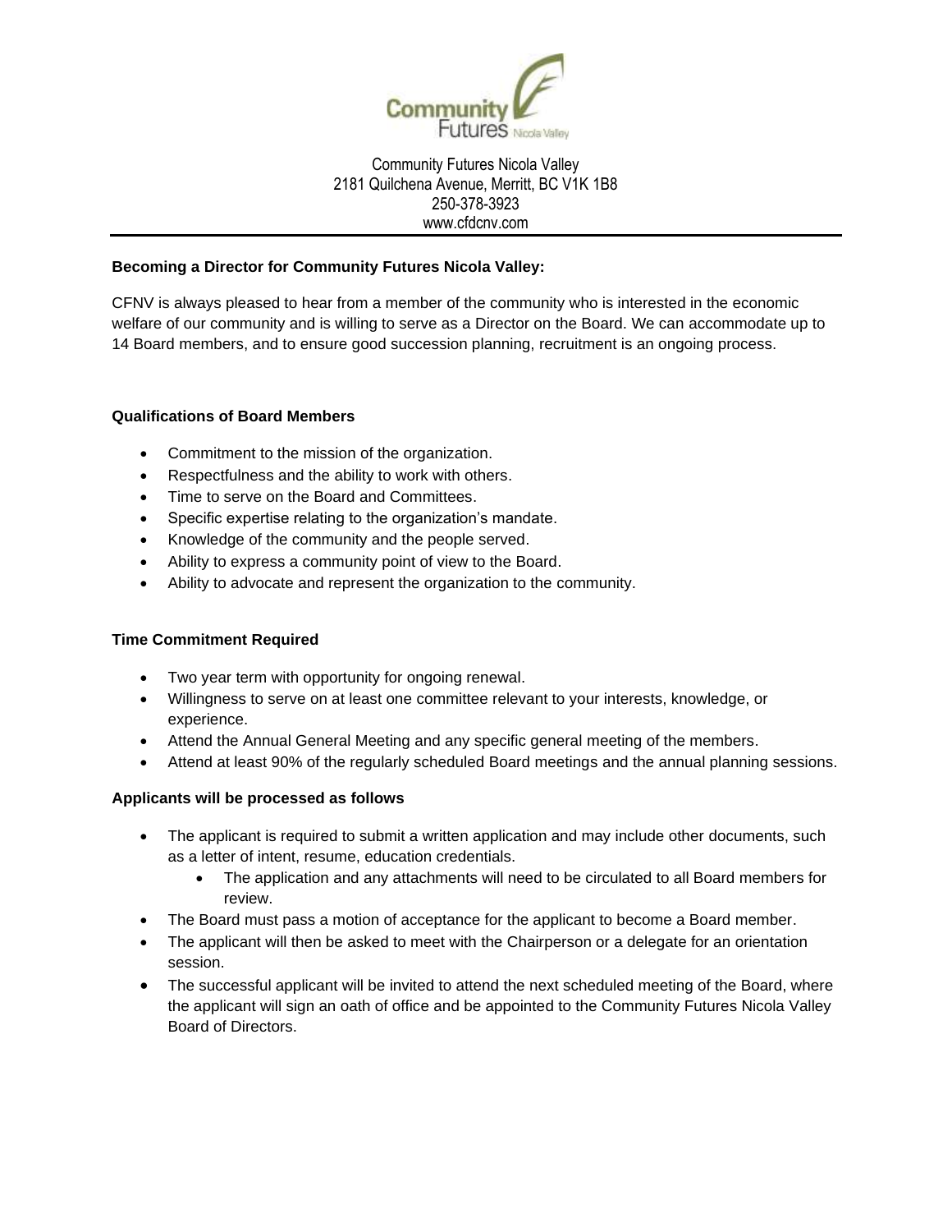Community Futures Nicola Valley
2181 Quilchena Avenue, Merritt, BC V1K 1B8
250-378-3923
www.cfdcnv.com

---

**Becoming a Director for Community Futures Nicola Valley:**

CFNV is always pleased to hear from a member of the community who is interested in the economic welfare of our community and is willing to serve as a Director on the Board. We can accommodate up to 14 Board members, and to ensure good succession planning, recruitment is an ongoing process.

**Qualifications of Board Members**

- Commitment to the mission of the organization.
- Respectfulness and the ability to work with others.
- Time to serve on the Board and Committees.
- Specific expertise relating to the organization's mandate.
- Knowledge of the community and the people served.
- Ability to express a community point of view to the Board.
- Ability to advocate and represent the organization to the community.

**Time Commitment Required**

- Two year term with opportunity for ongoing renewal.
- Willingness to serve on at least one committee relevant to your interests, knowledge, or experience.
- Attend the Annual General Meeting and any specific general meeting of the members.
- Attend at least 90% of the regularly scheduled Board meetings and the annual planning sessions.

**Applicants will be processed as follows**

- The applicant is required to submit a written application and may include other documents, such as a letter of intent, resume, education credentials.
    - The application and any attachments will need to be circulated to all Board members for review.
- The Board must pass a motion of acceptance for the applicant to become a Board member.
- The applicant will then be asked to meet with the Chairperson or a delegate for an orientation session.
- The successful applicant will be invited to attend the next scheduled meeting of the Board, where the applicant will sign an oath of office and be appointed to the Community Futures Nicola Valley Board of Directors.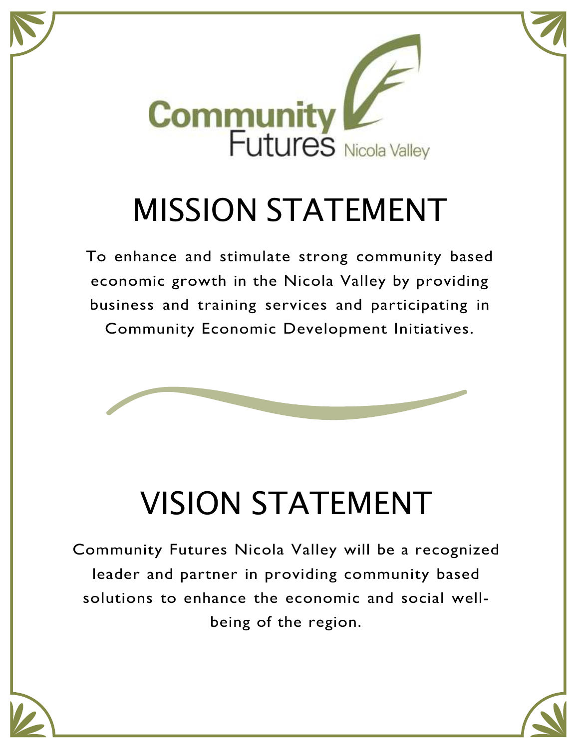Community Futures Nicola Valley

# MISSION STATEMENT

To enhance and stimulate strong community based economic growth in the Nicola Valley by providing business and training services and participating in Community Economic Development Initiatives.

# VISION STATEMENT

Community Futures Nicola Valley will be a recognized leader and partner in providing community based solutions to enhance the economic and social well-being of the region.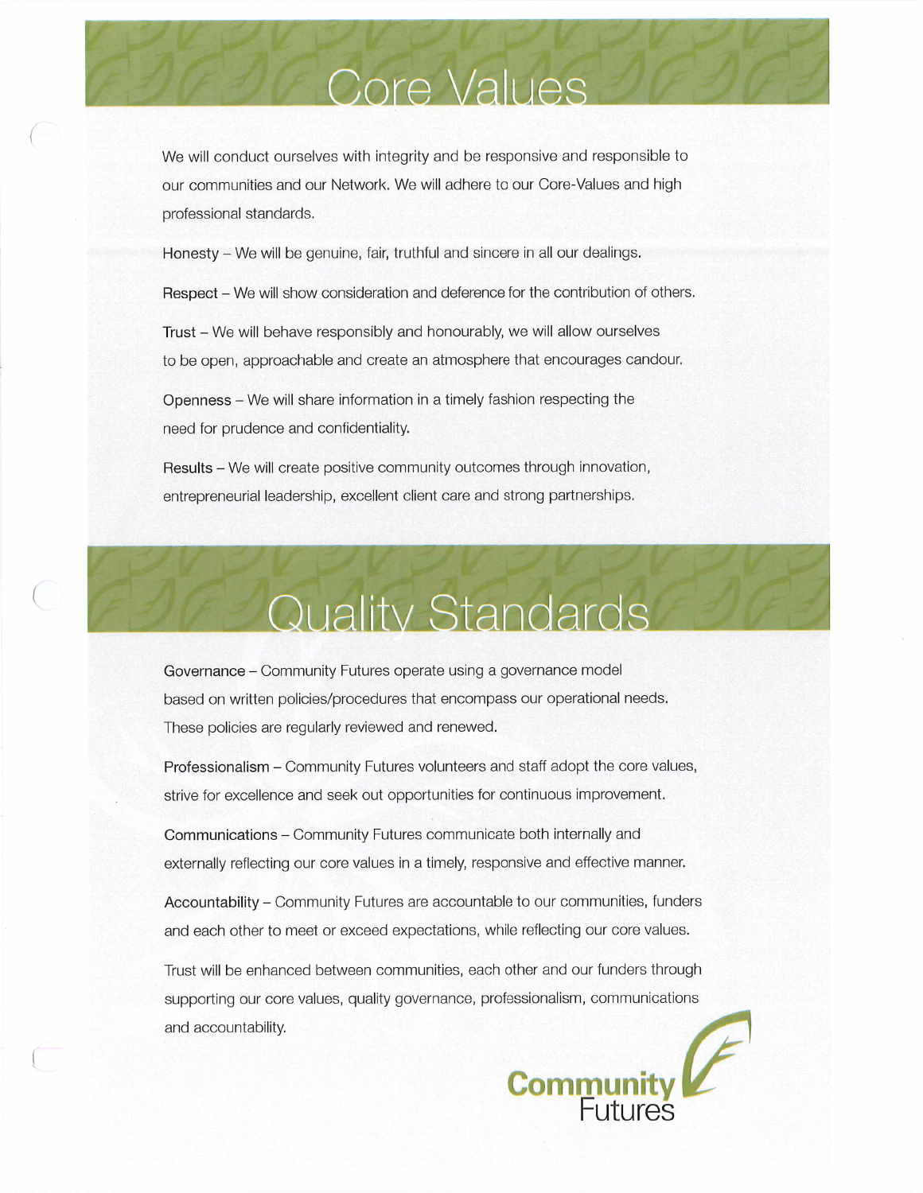# Core Values

We will conduct ourselves with integrity and be responsive and responsible to our communities and our Network. We will adhere to our Core-Values and high professional standards.

Honesty – We will be genuine, fair, truthful and sincere in all our dealings.

Respect – We will show consideration and deference for the contribution of others.

Trust – We will behave responsibly and honourably, we will allow ourselves to be open, approachable and create an atmosphere that encourages candour.

Openness – We will share information in a timely fashion respecting the need for prudence and confidentiality.

Results – We will create positive community outcomes through innovation, entrepreneurial leadership, excellent client care and strong partnerships.

# Quality Standards

Governance – Community Futures operate using a governance model based on written policies/procedures that encompass our operational needs. These policies are regularly reviewed and renewed.

Professionalism – Community Futures volunteers and staff adopt the core values, strive for excellence and seek out opportunities for continuous improvement.

Communications – Community Futures communicate both internally and externally reflecting our core values in a timely, responsive and effective manner.

Accountability – Community Futures are accountable to our communities, funders and each other to meet or exceed expectations, while reflecting our core values.

Trust will be enhanced between communities, each other and our funders through supporting our core values, quality governance, professionalism, communications and accountability.

Community Futures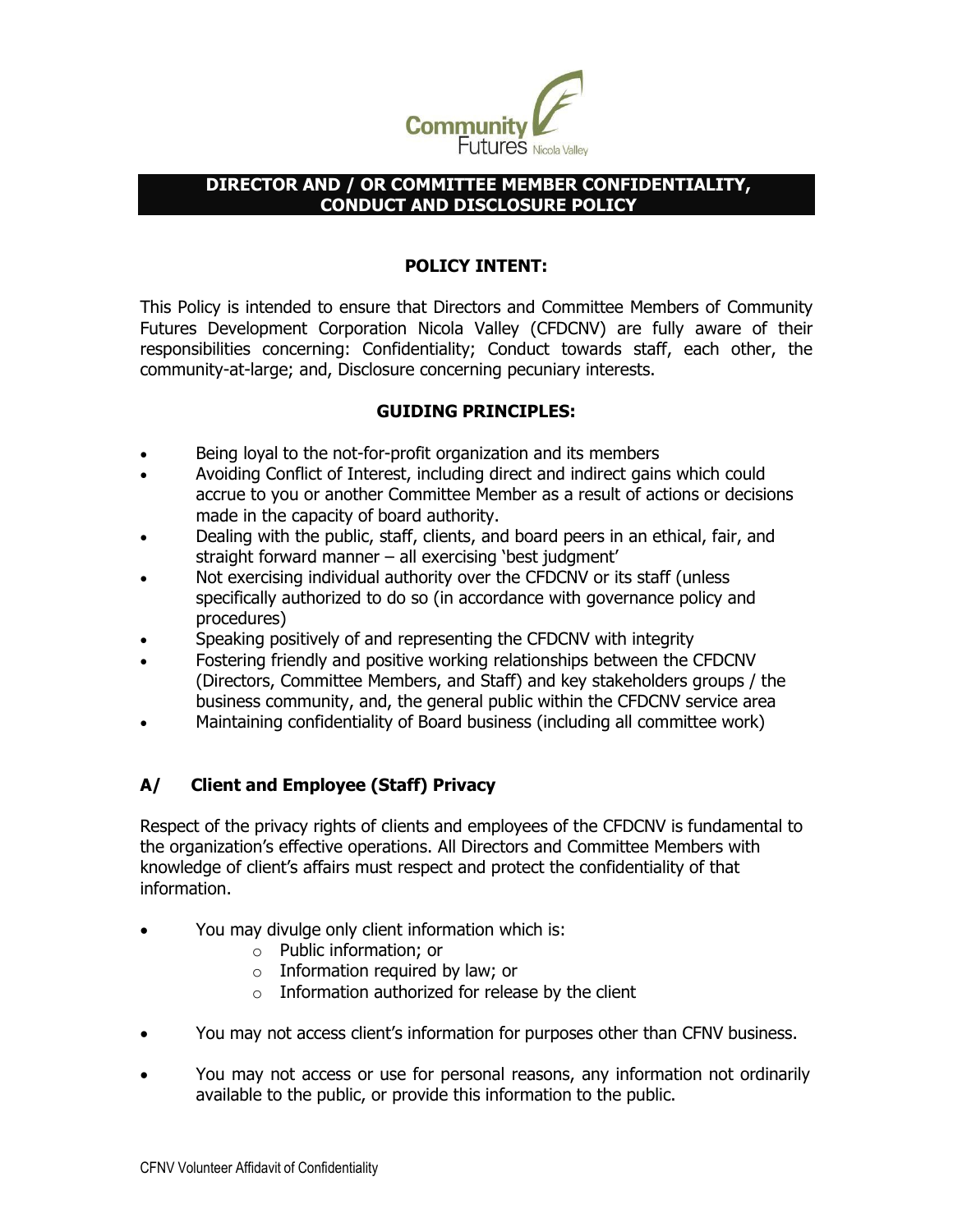## DIRECTOR AND / OR COMMITTEE MEMBER CONFIDENTIALITY, CONDUCT AND DISCLOSURE POLICY

### POLICY INTENT:

This Policy is intended to ensure that Directors and Committee Members of Community Futures Development Corporation Nicola Valley (CFDCNV) are fully aware of their responsibilities concerning: Confidentiality; Conduct towards staff, each other, the community-at-large; and, Disclosure concerning pecuniary interests.

### GUIDING PRINCIPLES:

- Being loyal to the not-for-profit organization and its members
- Avoiding Conflict of Interest, including direct and indirect gains which could accrue to you or another Committee Member as a result of actions or decisions made in the capacity of board authority.
- Dealing with the public, staff, clients, and board peers in an ethical, fair, and straight forward manner – all exercising 'best judgment'
- Not exercising individual authority over the CFDCNV or its staff (unless specifically authorized to do so (in accordance with governance policy and procedures)
- Speaking positively of and representing the CFDCNV with integrity
- Fostering friendly and positive working relationships between the CFDCNV (Directors, Committee Members, and Staff) and key stakeholders groups / the business community, and, the general public within the CFDCNV service area
- Maintaining confidentiality of Board business (including all committee work)

### A/ Client and Employee (Staff) Privacy

Respect of the privacy rights of clients and employees of the CFDCNV is fundamental to the organization's effective operations. All Directors and Committee Members with knowledge of client's affairs must respect and protect the confidentiality of that information.

- You may divulge only client information which is:
  - Public information; or
  - Information required by law; or
  - Information authorized for release by the client
- You may not access client's information for purposes other than CFNV business.
- You may not access or use for personal reasons, any information not ordinarily available to the public, or provide this information to the public.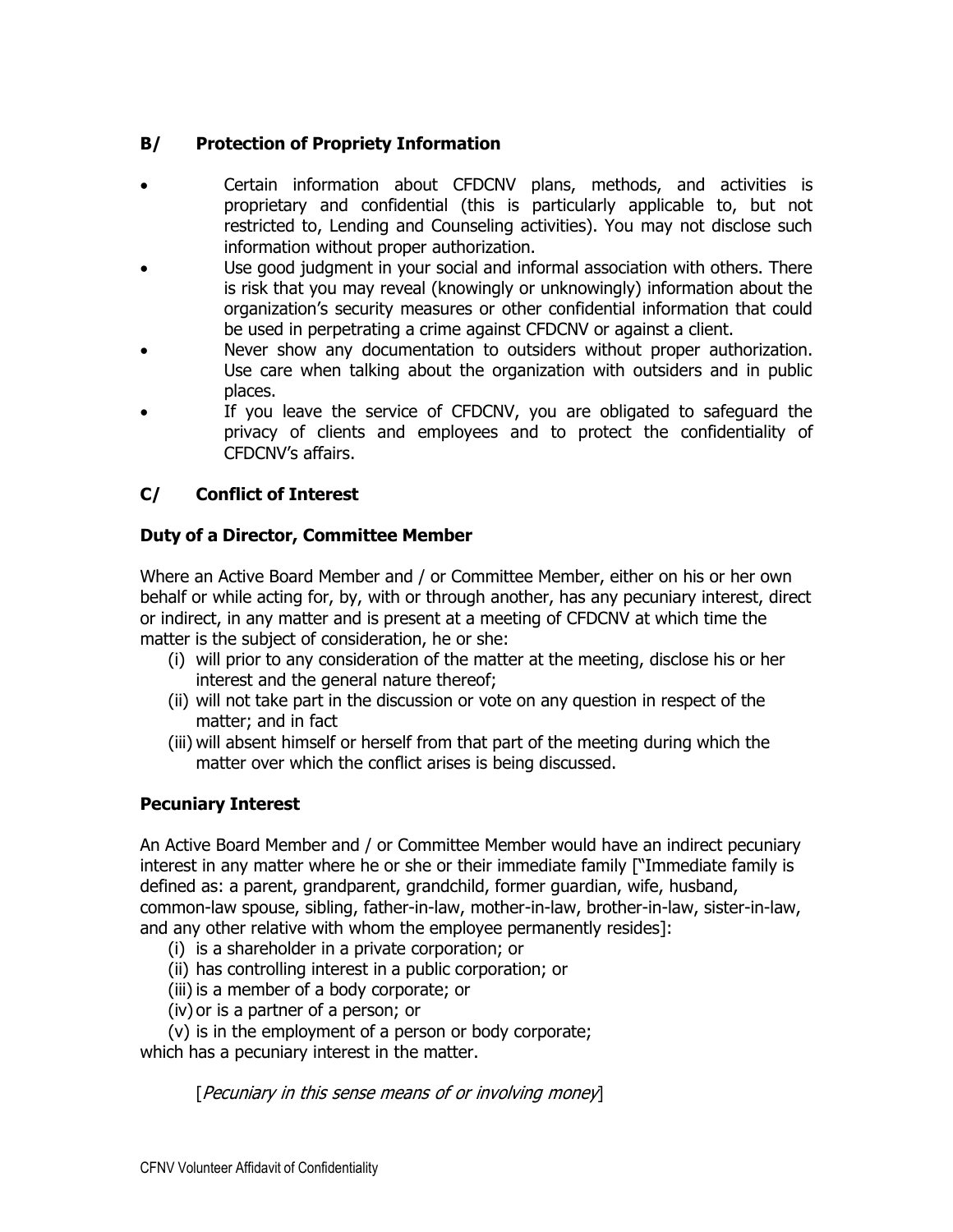## B/ Protection of Propriety Information

- Certain information about CFDCNV plans, methods, and activities is proprietary and confidential (this is particularly applicable to, but not restricted to, Lending and Counseling activities). You may not disclose such information without proper authorization.
- Use good judgment in your social and informal association with others. There is risk that you may reveal (knowingly or unknowingly) information about the organization's security measures or other confidential information that could be used in perpetrating a crime against CFDCNV or against a client.
- Never show any documentation to outsiders without proper authorization. Use care when talking about the organization with outsiders and in public places.
- If you leave the service of CFDCNV, you are obligated to safeguard the privacy of clients and employees and to protect the confidentiality of CFDCNV's affairs.

## C/ Conflict of Interest

### Duty of a Director, Committee Member

Where an Active Board Member and / or Committee Member, either on his or her own behalf or while acting for, by, with or through another, has any pecuniary interest, direct or indirect, in any matter and is present at a meeting of CFDCNV at which time the matter is the subject of consideration, he or she:

(i) will prior to any consideration of the matter at the meeting, disclose his or her interest and the general nature thereof;
(ii) will not take part in the discussion or vote on any question in respect of the matter; and in fact
(iii) will absent himself or herself from that part of the meeting during which the matter over which the conflict arises is being discussed.

### Pecuniary Interest

An Active Board Member and / or Committee Member would have an indirect pecuniary interest in any matter where he or she or their immediate family ["Immediate family is defined as: a parent, grandparent, grandchild, former guardian, wife, husband, common-law spouse, sibling, father-in-law, mother-in-law, brother-in-law, sister-in-law, and any other relative with whom the employee permanently resides]:

(i) is a shareholder in a private corporation; or
(ii) has controlling interest in a public corporation; or
(iii) is a member of a body corporate; or
(iv) or is a partner of a person; or
(v) is in the employment of a person or body corporate;

which has a pecuniary interest in the matter.

[*Pecuniary in this sense means of or involving money*]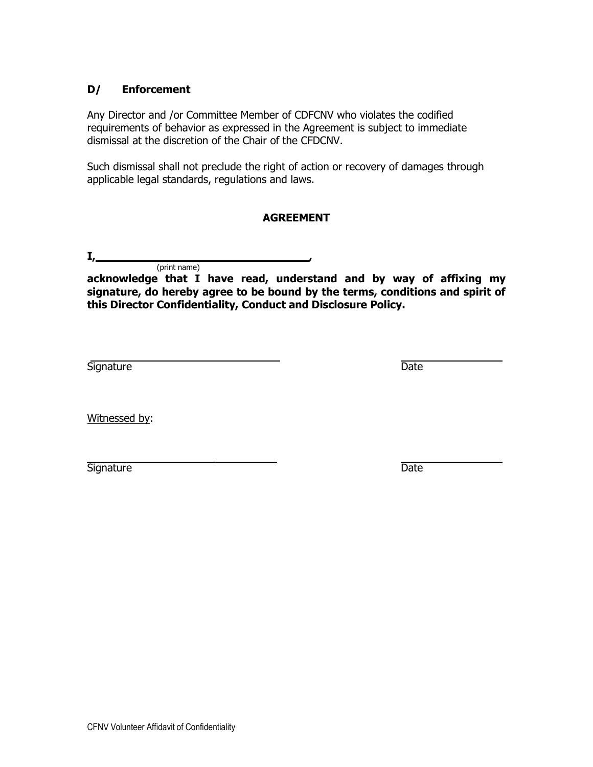### D/ Enforcement

Any Director and /or Committee Member of CDFCNV who violates the codified requirements of behavior as expressed in the Agreement is subject to immediate dismissal at the discretion of the Chair of the CFDCNV.

Such dismissal shall not preclude the right of action or recovery of damages through applicable legal standards, regulations and laws.

**AGREEMENT**

**I, ___________________________________,**
(print name)
**acknowledge that I have read, understand and by way of affixing my signature, do hereby agree to be bound by the terms, conditions and spirit of this Director Confidentiality, Conduct and Disclosure Policy.**

_______________________________ &nbsp;&nbsp;&nbsp;&nbsp;&nbsp;&nbsp;&nbsp;&nbsp;&nbsp;&nbsp;&nbsp;&nbsp;&nbsp;&nbsp;&nbsp;&nbsp; _________________
Signature &nbsp;&nbsp;&nbsp;&nbsp;&nbsp;&nbsp;&nbsp;&nbsp;&nbsp;&nbsp;&nbsp;&nbsp;&nbsp;&nbsp;&nbsp;&nbsp;&nbsp;&nbsp;&nbsp;&nbsp;&nbsp;&nbsp;&nbsp;&nbsp;&nbsp;&nbsp;&nbsp;&nbsp;&nbsp;&nbsp;&nbsp;&nbsp;&nbsp;&nbsp;&nbsp;&nbsp;&nbsp;&nbsp;&nbsp;&nbsp;&nbsp;&nbsp;&nbsp;&nbsp;&nbsp;&nbsp;&nbsp;&nbsp;&nbsp;&nbsp;&nbsp;&nbsp; Date

Witnessed by:

_______________________________ &nbsp;&nbsp;&nbsp;&nbsp;&nbsp;&nbsp;&nbsp;&nbsp;&nbsp;&nbsp;&nbsp;&nbsp;&nbsp;&nbsp;&nbsp;&nbsp; _________________
Signature &nbsp;&nbsp;&nbsp;&nbsp;&nbsp;&nbsp;&nbsp;&nbsp;&nbsp;&nbsp;&nbsp;&nbsp;&nbsp;&nbsp;&nbsp;&nbsp;&nbsp;&nbsp;&nbsp;&nbsp;&nbsp;&nbsp;&nbsp;&nbsp;&nbsp;&nbsp;&nbsp;&nbsp;&nbsp;&nbsp;&nbsp;&nbsp;&nbsp;&nbsp;&nbsp;&nbsp;&nbsp;&nbsp;&nbsp;&nbsp;&nbsp;&nbsp;&nbsp;&nbsp;&nbsp;&nbsp;&nbsp;&nbsp;&nbsp;&nbsp;&nbsp;&nbsp; Date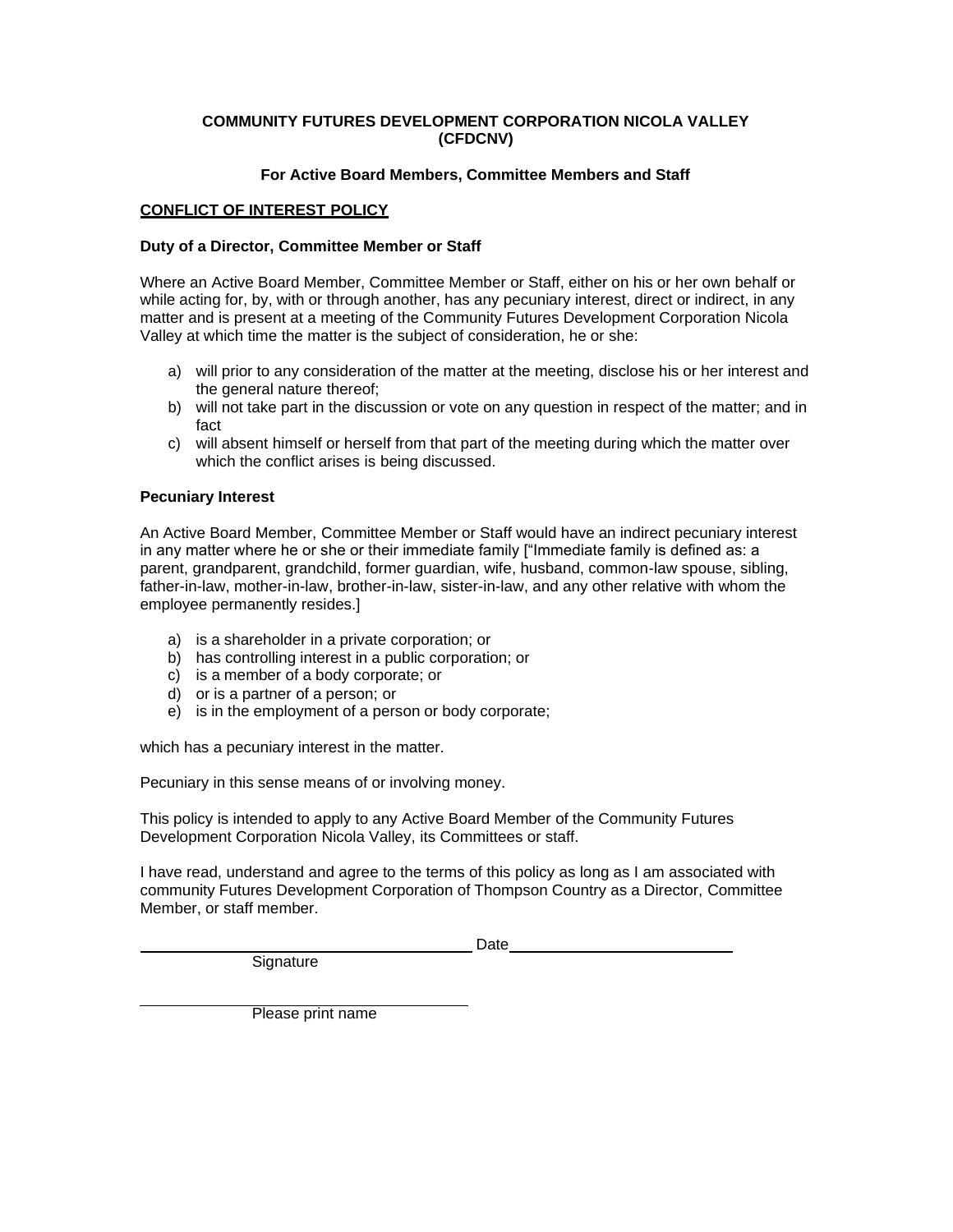**COMMUNITY FUTURES DEVELOPMENT CORPORATION NICOLA VALLEY (CFDCNV)**

**For Active Board Members, Committee Members and Staff**

**CONFLICT OF INTEREST POLICY**

**Duty of a Director, Committee Member or Staff**

Where an Active Board Member, Committee Member or Staff, either on his or her own behalf or while acting for, by, with or through another, has any pecuniary interest, direct or indirect, in any matter and is present at a meeting of the Community Futures Development Corporation Nicola Valley at which time the matter is the subject of consideration, he or she:

a) will prior to any consideration of the matter at the meeting, disclose his or her interest and the general nature thereof;
b) will not take part in the discussion or vote on any question in respect of the matter; and in fact
c) will absent himself or herself from that part of the meeting during which the matter over which the conflict arises is being discussed.

**Pecuniary Interest**

An Active Board Member, Committee Member or Staff would have an indirect pecuniary interest in any matter where he or she or their immediate family ["Immediate family is defined as: a parent, grandparent, grandchild, former guardian, wife, husband, common-law spouse, sibling, father-in-law, mother-in-law, brother-in-law, sister-in-law, and any other relative with whom the employee permanently resides.]

a) is a shareholder in a private corporation; or
b) has controlling interest in a public corporation; or
c) is a member of a body corporate; or
d) or is a partner of a person; or
e) is in the employment of a person or body corporate;

which has a pecuniary interest in the matter.

Pecuniary in this sense means of or involving money.

This policy is intended to apply to any Active Board Member of the Community Futures Development Corporation Nicola Valley, its Committees or staff.

I have read, understand and agree to the terms of this policy as long as I am associated with community Futures Development Corporation of Thompson Country as a Director, Committee Member, or staff member.

\_\_\_\_\_\_\_\_\_\_\_\_\_\_\_\_\_\_\_\_\_\_\_\_\_\_\_\_\_\_\_\_\_\_\_\_\_\_\_\_ Date\_\_\_\_\_\_\_\_\_\_\_\_\_\_\_\_\_\_\_\_\_\_\_\_\_\_\_\_
Signature

\_\_\_\_\_\_\_\_\_\_\_\_\_\_\_\_\_\_\_\_\_\_\_\_\_\_\_\_\_\_\_\_\_\_\_\_\_\_\_\_
Please print name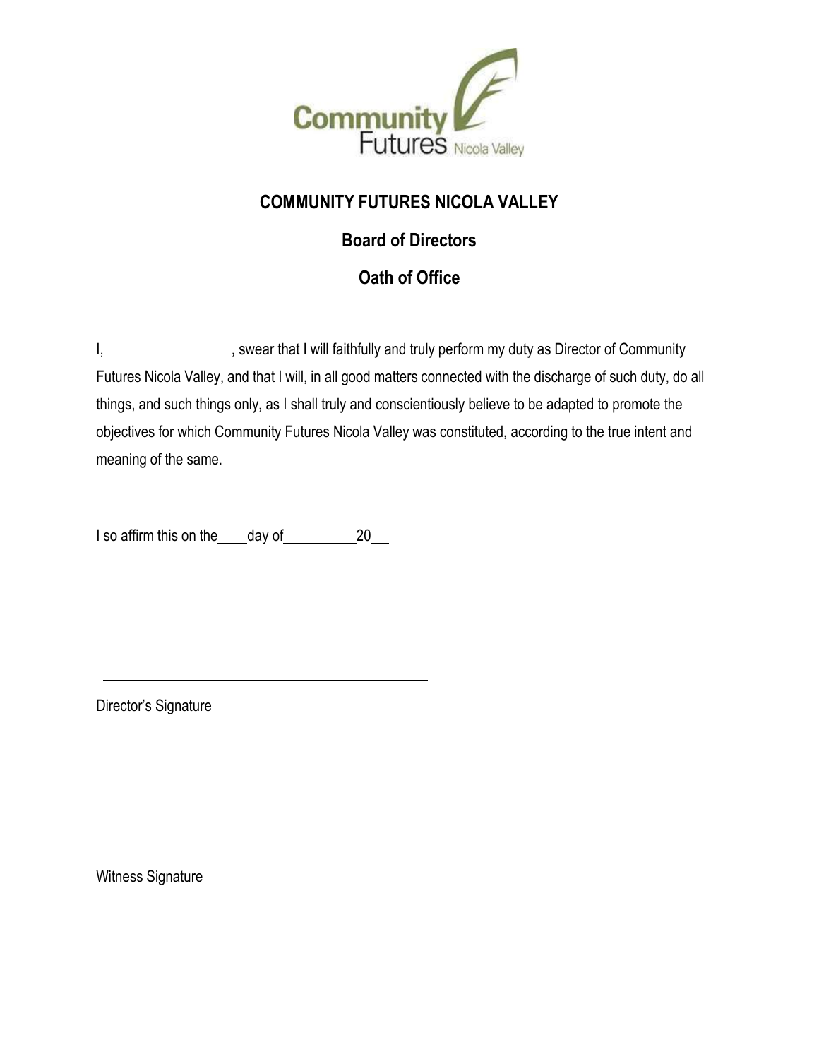# COMMUNITY FUTURES NICOLA VALLEY

## Board of Directors

## Oath of Office

I,_________________, swear that I will faithfully and truly perform my duty as Director of Community Futures Nicola Valley, and that I will, in all good matters connected with the discharge of such duty, do all things, and such things only, as I shall truly and conscientiously believe to be adapted to promote the objectives for which Community Futures Nicola Valley was constituted, according to the true intent and meaning of the same.

I so affirm this on the____day of__________20__

_____________________________________________

Director's Signature

_____________________________________________

Witness Signature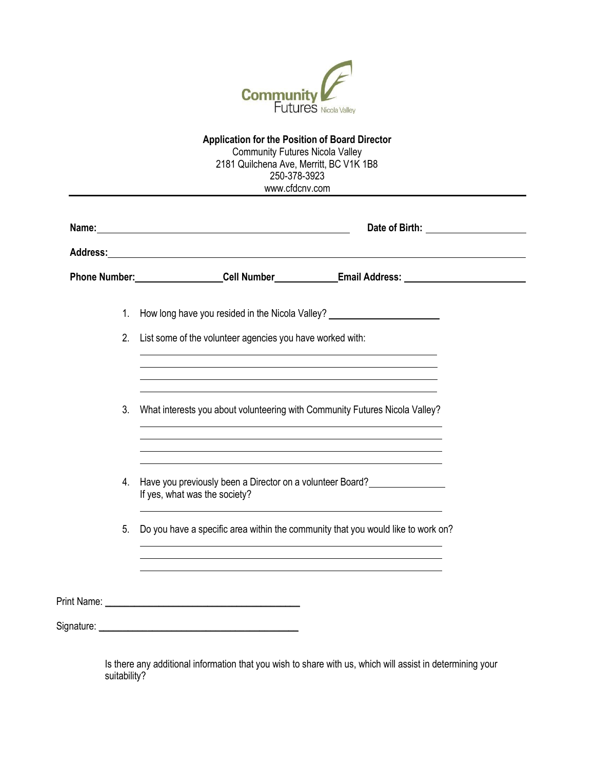Community Futures Nicola Valley

**Application for the Position of Board Director**
Community Futures Nicola Valley
2181 Quilchena Ave, Merritt, BC V1K 1B8
250-378-3923
www.cfdcnv.com

---

**Name:** ______________________________ **Date of Birth:** ______________

**Address:** ______________________________________________________

**Phone Number:** ____________ **Cell Number** __________ **Email Address:** ________________

1. How long have you resided in the Nicola Valley? ________________

2. List some of the volunteer agencies you have worked with:

   ______________________________________________
   ______________________________________________
   ______________________________________________
   ______________________________________________

3. What interests you about volunteering with Community Futures Nicola Valley?

   ______________________________________________
   ______________________________________________
   ______________________________________________
   ______________________________________________

4. Have you previously been a Director on a volunteer Board? __________
   If yes, what was the society?

   ______________________________________________

5. Do you have a specific area within the community that you would like to work on?

   ______________________________________________
   ______________________________________________
   ______________________________________________

Print Name: ______________________________

Signature: ______________________________

Is there any additional information that you wish to share with us, which will assist in determining your suitability?